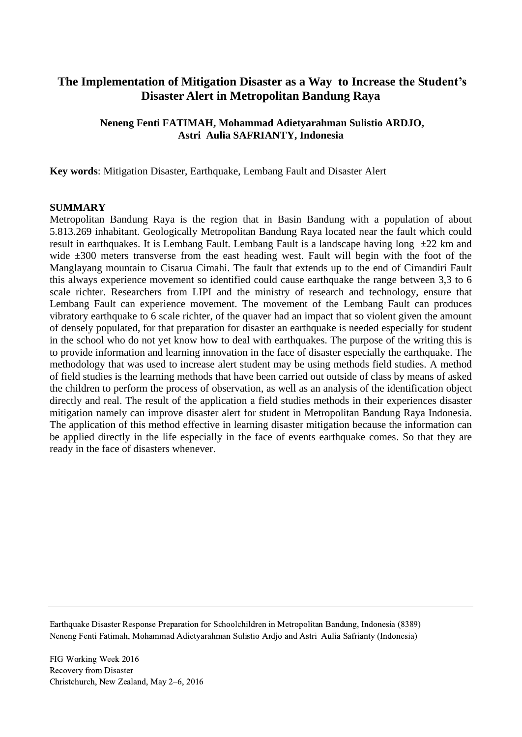# The Implementation of Mitigation Disaster as a Way to Increase the Student's Disaster Alert in Metropolitan Bandung Raya

**Neneng Fenti FATIMAH, Mohammad Adietyarahman Sulistio ARDJO, Astri Aulia SAFRIANTY, Indonesia**

**Key words**: Mitigation Disaster, Earthquake, Lembang Fault and Disaster Alert

## SUMMARY

Metropolitan Bandung Raya is the region that in Basin Bandung with a population of about 5.813.269 inhabitant. Geologically Metropolitan Bandung Raya located near the fault which could result in earthquakes. It is Lembang Fault. Lembang Fault is a landscape having long ±22 km and wide ±300 meters transverse from the east heading west. Fault will begin with the foot of the Manglayang mountain to Cisarua Cimahi. The fault that extends up to the end of Cimandiri Fault this always experience movement so identified could cause earthquake the range between 3,3 to 6 scale richter. Researchers from LIPI and the ministry of research and technology, ensure that Lembang Fault can experience movement. The movement of the Lembang Fault can produces vibratory earthquake to 6 scale richter, of the quaver had an impact that so violent given the amount of densely populated, for that preparation for disaster an earthquake is needed especially for student in the school who do not yet know how to deal with earthquakes. The purpose of the writing this is to provide information and learning innovation in the face of disaster especially the earthquake. The methodology that was used to increase alert student may be using methods field studies. A method of field studies is the learning methods that have been carried out outside of class by means of asked the children to perform the process of observation, as well as an analysis of the identification object directly and real. The result of the application a field studies methods in their experiences disaster mitigation namely can improve disaster alert for student in Metropolitan Bandung Raya Indonesia. The application of this method effective in learning disaster mitigation because the information can be applied directly in the life especially in the face of events earthquake comes. So that they are ready in the face of disasters whenever.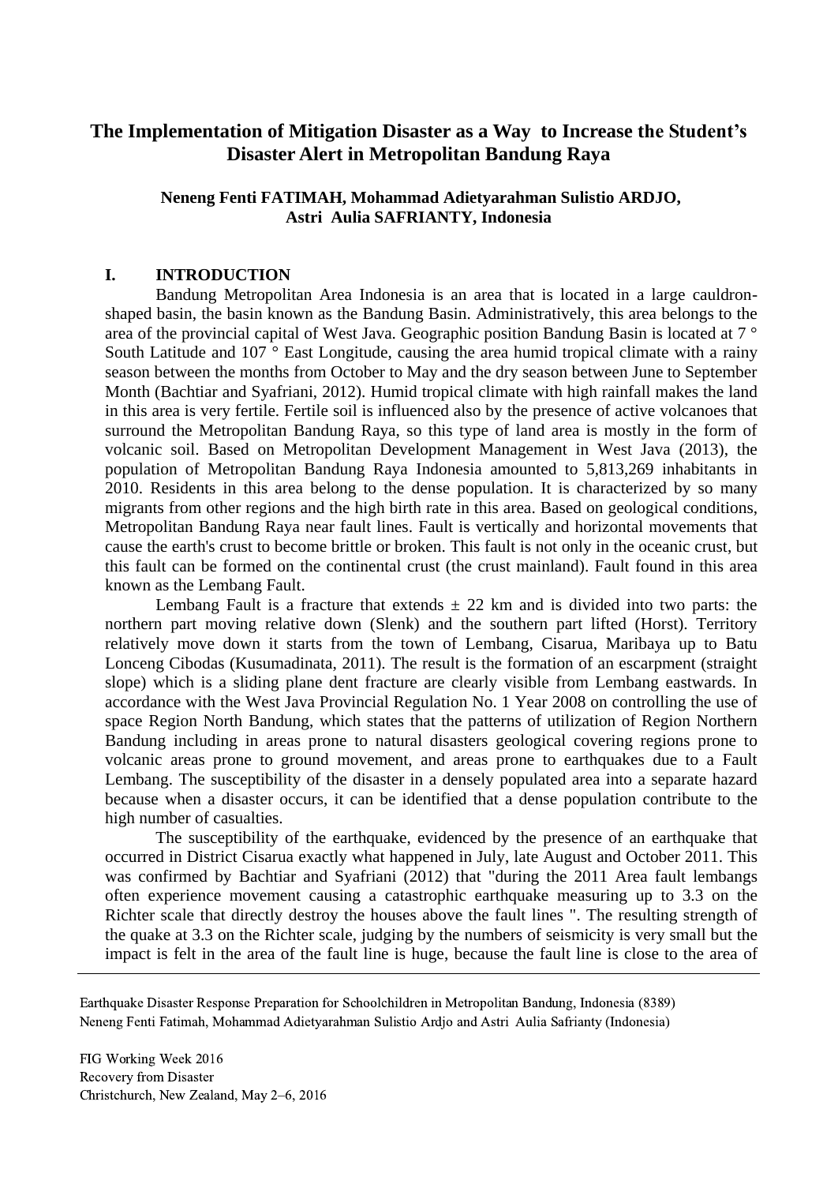# The Implementation of Mitigation Disaster as a Way to Increase the Student's Disaster Alert in Metropolitan Bandung Raya

**Neneng Fenti FATIMAH, Mohammad Adietyarahman Sulistio ARDJO, Astri Aulia SAFRIANTY, Indonesia**

## I. INTRODUCTION

Bandung Metropolitan Area Indonesia is an area that is located in a large cauldron-shaped basin, the basin known as the Bandung Basin. Administratively, this area belongs to the area of the provincial capital of West Java. Geographic position Bandung Basin is located at 7 ° South Latitude and 107 ° East Longitude, causing the area humid tropical climate with a rainy season between the months from October to May and the dry season between June to September Month (Bachtiar and Syafriani, 2012). Humid tropical climate with high rainfall makes the land in this area is very fertile. Fertile soil is influenced also by the presence of active volcanoes that surround the Metropolitan Bandung Raya, so this type of land area is mostly in the form of volcanic soil. Based on Metropolitan Development Management in West Java (2013), the population of Metropolitan Bandung Raya Indonesia amounted to 5,813,269 inhabitants in 2010. Residents in this area belong to the dense population. It is characterized by so many migrants from other regions and the high birth rate in this area. Based on geological conditions, Metropolitan Bandung Raya near fault lines. Fault is vertically and horizontal movements that cause the earth's crust to become brittle or broken. This fault is not only in the oceanic crust, but this fault can be formed on the continental crust (the crust mainland). Fault found in this area known as the Lembang Fault.

Lembang Fault is a fracture that extends ± 22 km and is divided into two parts: the northern part moving relative down (Slenk) and the southern part lifted (Horst). Territory relatively move down it starts from the town of Lembang, Cisarua, Maribaya up to Batu Lonceng Cibodas (Kusumadinata, 2011). The result is the formation of an escarpment (straight slope) which is a sliding plane dent fracture are clearly visible from Lembang eastwards. In accordance with the West Java Provincial Regulation No. 1 Year 2008 on controlling the use of space Region North Bandung, which states that the patterns of utilization of Region Northern Bandung including in areas prone to natural disasters geological covering regions prone to volcanic areas prone to ground movement, and areas prone to earthquakes due to a Fault Lembang. The susceptibility of the disaster in a densely populated area into a separate hazard because when a disaster occurs, it can be identified that a dense population contribute to the high number of casualties.

The susceptibility of the earthquake, evidenced by the presence of an earthquake that occurred in District Cisarua exactly what happened in July, late August and October 2011. This was confirmed by Bachtiar and Syafriani (2012) that "during the 2011 Area fault lembangs often experience movement causing a catastrophic earthquake measuring up to 3.3 on the Richter scale that directly destroy the houses above the fault lines ". The resulting strength of the quake at 3.3 on the Richter scale, judging by the numbers of seismicity is very small but the impact is felt in the area of the fault line is huge, because the fault line is close to the area of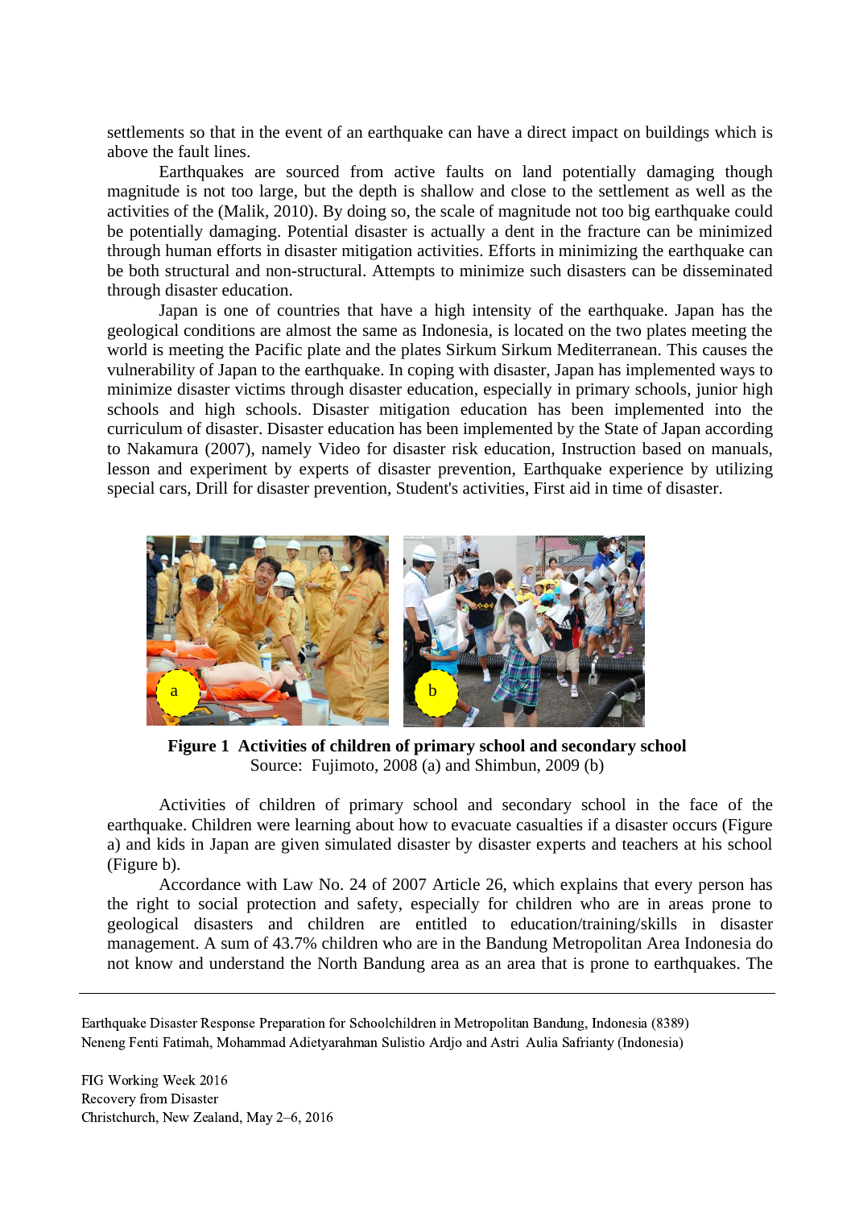settlements so that in the event of an earthquake can have a direct impact on buildings which is above the fault lines.

Earthquakes are sourced from active faults on land potentially damaging though magnitude is not too large, but the depth is shallow and close to the settlement as well as the activities of the (Malik, 2010). By doing so, the scale of magnitude not too big earthquake could be potentially damaging. Potential disaster is actually a dent in the fracture can be minimized through human efforts in disaster mitigation activities. Efforts in minimizing the earthquake can be both structural and non-structural. Attempts to minimize such disasters can be disseminated through disaster education.

Japan is one of countries that have a high intensity of the earthquake. Japan has the geological conditions are almost the same as Indonesia, is located on the two plates meeting the world is meeting the Pacific plate and the plates Sirkum Sirkum Mediterranean. This causes the vulnerability of Japan to the earthquake. In coping with disaster, Japan has implemented ways to minimize disaster victims through disaster education, especially in primary schools, junior high schools and high schools. Disaster mitigation education has been implemented into the curriculum of disaster. Disaster education has been implemented by the State of Japan according to Nakamura (2007), namely Video for disaster risk education, Instruction based on manuals, lesson and experiment by experts of disaster prevention, Earthquake experience by utilizing special cars, Drill for disaster prevention, Student's activities, First aid in time of disaster.

**Figure 1 Activities of children of primary school and secondary school**
Source: Fujimoto, 2008 (a) and Shimbun, 2009 (b)

Activities of children of primary school and secondary school in the face of the earthquake. Children were learning about how to evacuate casualties if a disaster occurs (Figure a) and kids in Japan are given simulated disaster by disaster experts and teachers at his school (Figure b).

Accordance with Law No. 24 of 2007 Article 26, which explains that every person has the right to social protection and safety, especially for children who are in areas prone to geological disasters and children are entitled to education/training/skills in disaster management. A sum of 43.7% children who are in the Bandung Metropolitan Area Indonesia do not know and understand the North Bandung area as an area that is prone to earthquakes. The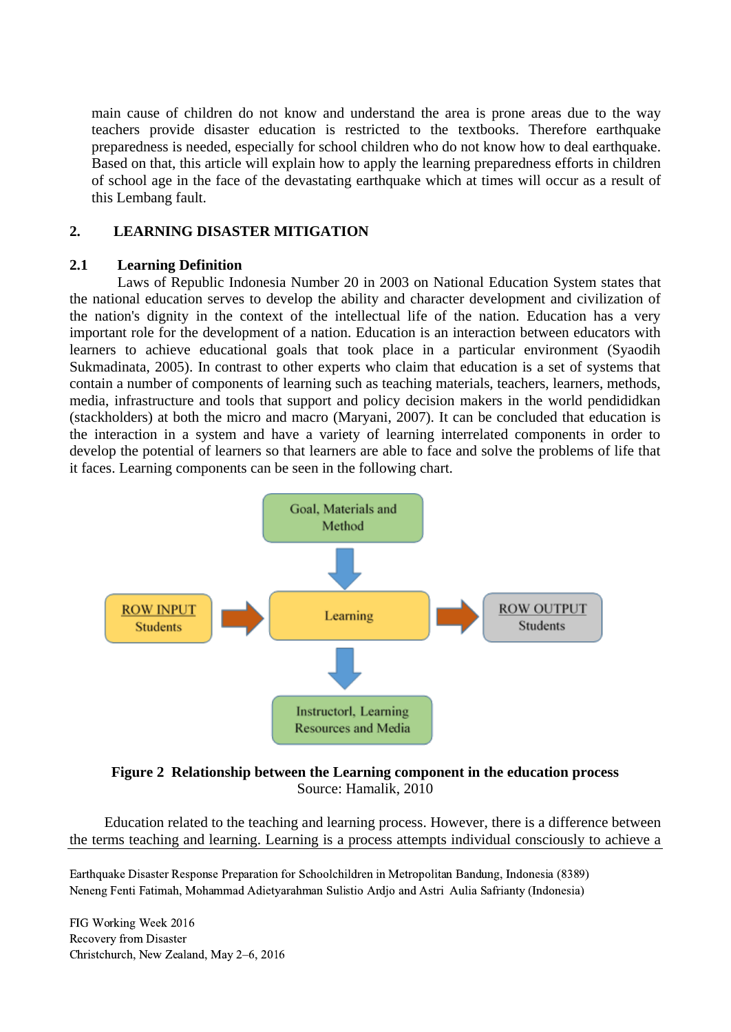main cause of children do not know and understand the area is prone areas due to the way teachers provide disaster education is restricted to the textbooks. Therefore earthquake preparedness is needed, especially for school children who do not know how to deal earthquake. Based on that, this article will explain how to apply the learning preparedness efforts in children of school age in the face of the devastating earthquake which at times will occur as a result of this Lembang fault.

## 2. LEARNING DISASTER MITIGATION

### 2.1 Learning Definition

Laws of Republic Indonesia Number 20 in 2003 on National Education System states that the national education serves to develop the ability and character development and civilization of the nation's dignity in the context of the intellectual life of the nation. Education has a very important role for the development of a nation. Education is an interaction between educators with learners to achieve educational goals that took place in a particular environment (Syaodih Sukmadinata, 2005). In contrast to other experts who claim that education is a set of systems that contain a number of components of learning such as teaching materials, teachers, learners, methods, media, infrastructure and tools that support and policy decision makers in the world pendididkan (stackholders) at both the micro and macro (Maryani, 2007). It can be concluded that education is the interaction in a system and have a variety of learning interrelated components in order to develop the potential of learners so that learners are able to face and solve the problems of life that it faces. Learning components can be seen in the following chart.

Goal, Materials and Method

ROW INPUT Students → Learning → ROW OUTPUT Students

Instructorl, Learning Resources and Media

**Figure 2 Relationship between the Learning component in the education process**
Source: Hamalik, 2010

Education related to the teaching and learning process. However, there is a difference between the terms teaching and learning. Learning is a process attempts individual consciously to achieve a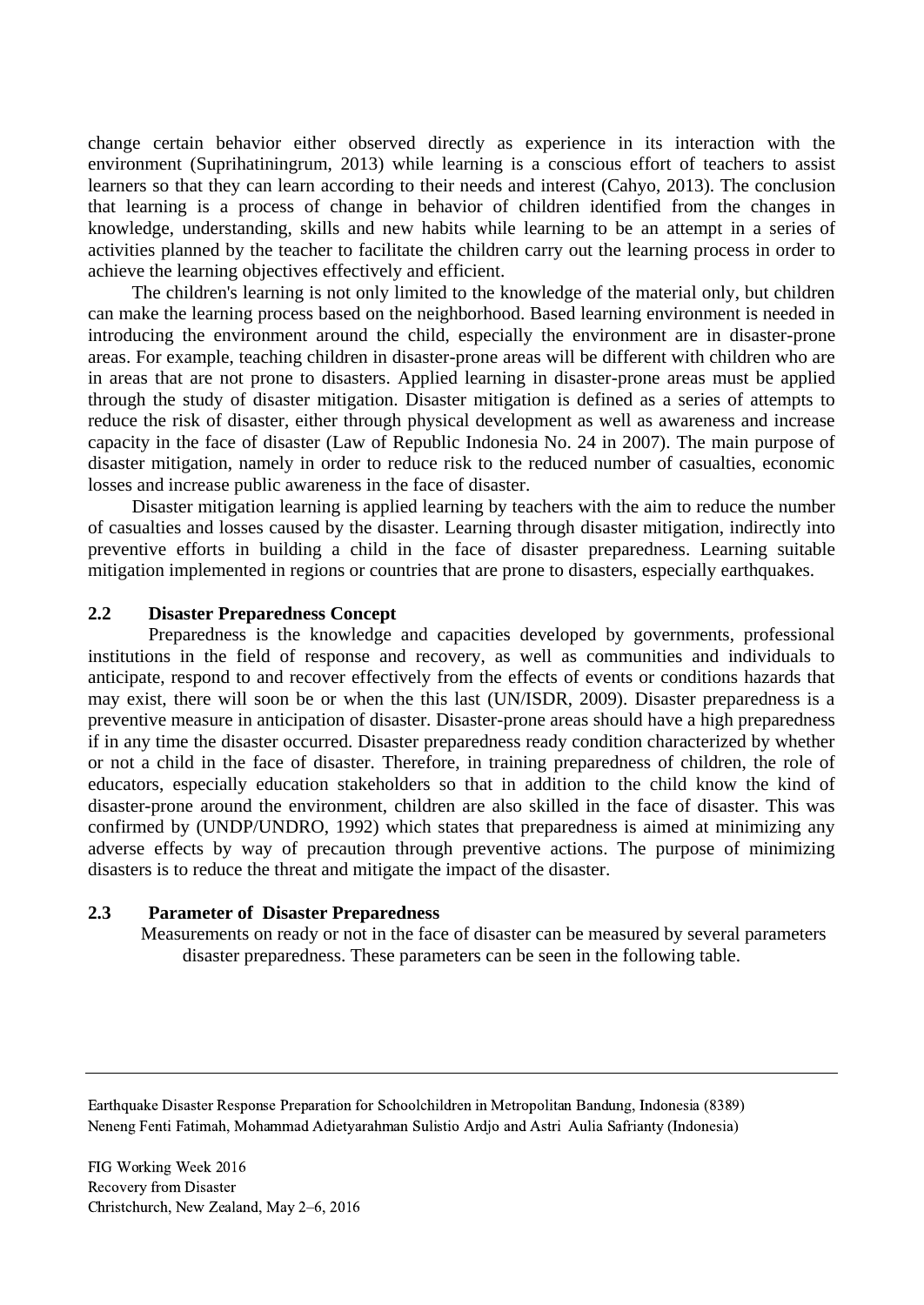change certain behavior either observed directly as experience in its interaction with the environment (Suprihatiningrum, 2013) while learning is a conscious effort of teachers to assist learners so that they can learn according to their needs and interest (Cahyo, 2013). The conclusion that learning is a process of change in behavior of children identified from the changes in knowledge, understanding, skills and new habits while learning to be an attempt in a series of activities planned by the teacher to facilitate the children carry out the learning process in order to achieve the learning objectives effectively and efficient.

The children's learning is not only limited to the knowledge of the material only, but children can make the learning process based on the neighborhood. Based learning environment is needed in introducing the environment around the child, especially the environment are in disaster-prone areas. For example, teaching children in disaster-prone areas will be different with children who are in areas that are not prone to disasters. Applied learning in disaster-prone areas must be applied through the study of disaster mitigation. Disaster mitigation is defined as a series of attempts to reduce the risk of disaster, either through physical development as well as awareness and increase capacity in the face of disaster (Law of Republic Indonesia No. 24 in 2007). The main purpose of disaster mitigation, namely in order to reduce risk to the reduced number of casualties, economic losses and increase public awareness in the face of disaster.

Disaster mitigation learning is applied learning by teachers with the aim to reduce the number of casualties and losses caused by the disaster. Learning through disaster mitigation, indirectly into preventive efforts in building a child in the face of disaster preparedness. Learning suitable mitigation implemented in regions or countries that are prone to disasters, especially earthquakes.

## 2.2 Disaster Preparedness Concept

Preparedness is the knowledge and capacities developed by governments, professional institutions in the field of response and recovery, as well as communities and individuals to anticipate, respond to and recover effectively from the effects of events or conditions hazards that may exist, there will soon be or when the this last (UN/ISDR, 2009). Disaster preparedness is a preventive measure in anticipation of disaster. Disaster-prone areas should have a high preparedness if in any time the disaster occurred. Disaster preparedness ready condition characterized by whether or not a child in the face of disaster. Therefore, in training preparedness of children, the role of educators, especially education stakeholders so that in addition to the child know the kind of disaster-prone around the environment, children are also skilled in the face of disaster. This was confirmed by (UNDP/UNDRO, 1992) which states that preparedness is aimed at minimizing any adverse effects by way of precaution through preventive actions. The purpose of minimizing disasters is to reduce the threat and mitigate the impact of the disaster.

## 2.3 Parameter of Disaster Preparedness

Measurements on ready or not in the face of disaster can be measured by several parameters disaster preparedness. These parameters can be seen in the following table.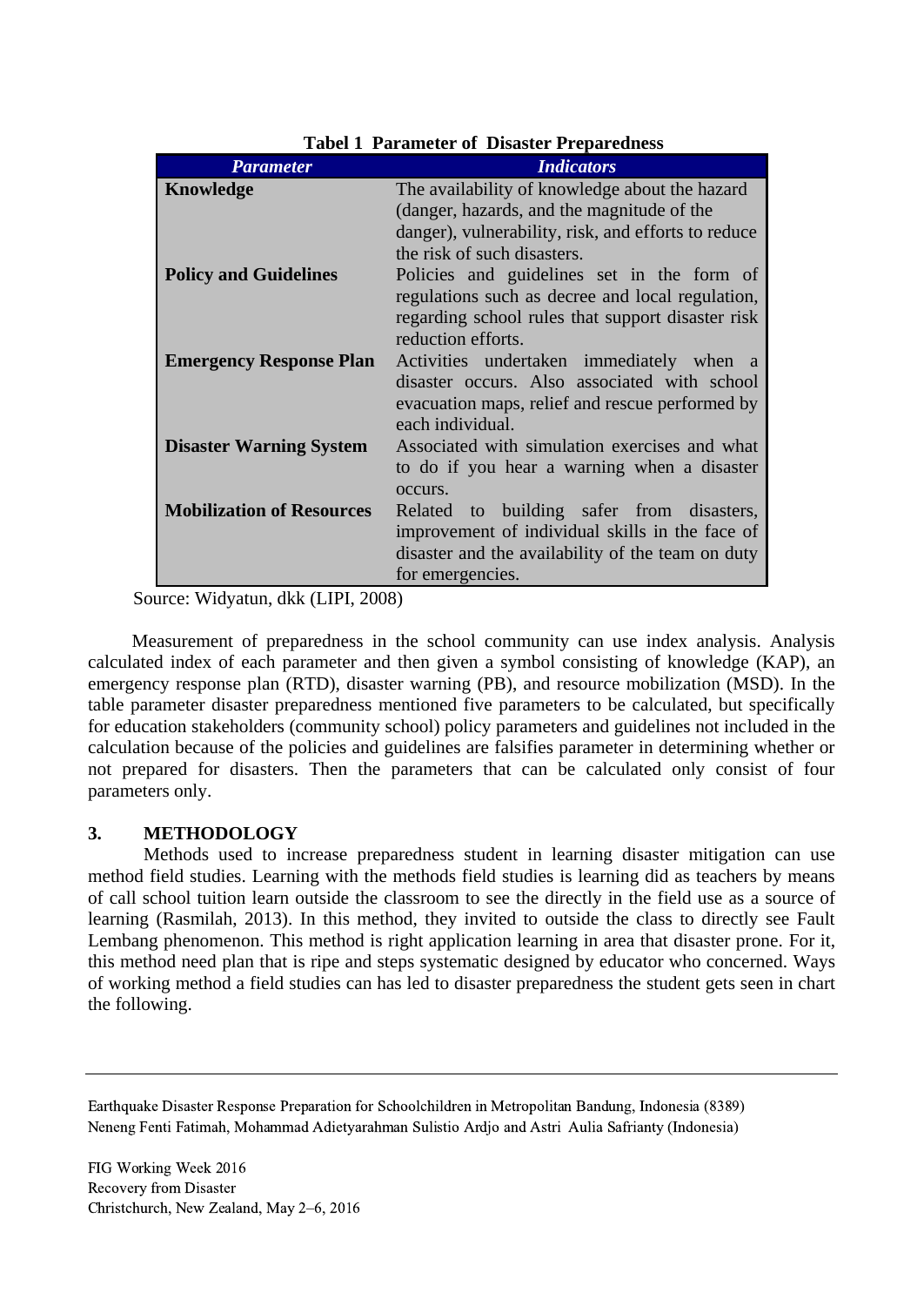**Tabel 1 Parameter of Disaster Preparedness**

| *Parameter* | *Indicators* |
|---|---|
| **Knowledge** | The availability of knowledge about the hazard (danger, hazards, and the magnitude of the danger), vulnerability, risk, and efforts to reduce the risk of such disasters. |
| **Policy and Guidelines** | Policies and guidelines set in the form of regulations such as decree and local regulation, regarding school rules that support disaster risk reduction efforts. |
| **Emergency Response Plan** | Activities undertaken immediately when a disaster occurs. Also associated with school evacuation maps, relief and rescue performed by each individual. |
| **Disaster Warning System** | Associated with simulation exercises and what to do if you hear a warning when a disaster occurs. |
| **Mobilization of Resources** | Related to building safer from disasters, improvement of individual skills in the face of disaster and the availability of the team on duty for emergencies. |

Source: Widyatun, dkk (LIPI, 2008)

Measurement of preparedness in the school community can use index analysis. Analysis calculated index of each parameter and then given a symbol consisting of knowledge (KAP), an emergency response plan (RTD), disaster warning (PB), and resource mobilization (MSD). In the table parameter disaster preparedness mentioned five parameters to be calculated, but specifically for education stakeholders (community school) policy parameters and guidelines not included in the calculation because of the policies and guidelines are falsifies parameter in determining whether or not prepared for disasters. Then the parameters that can be calculated only consist of four parameters only.

## 3. METHODOLOGY

Methods used to increase preparedness student in learning disaster mitigation can use method field studies. Learning with the methods field studies is learning did as teachers by means of call school tuition learn outside the classroom to see the directly in the field use as a source of learning (Rasmilah, 2013). In this method, they invited to outside the class to directly see Fault Lembang phenomenon. This method is right application learning in area that disaster prone. For it, this method need plan that is ripe and steps systematic designed by educator who concerned. Ways of working method a field studies can has led to disaster preparedness the student gets seen in chart the following.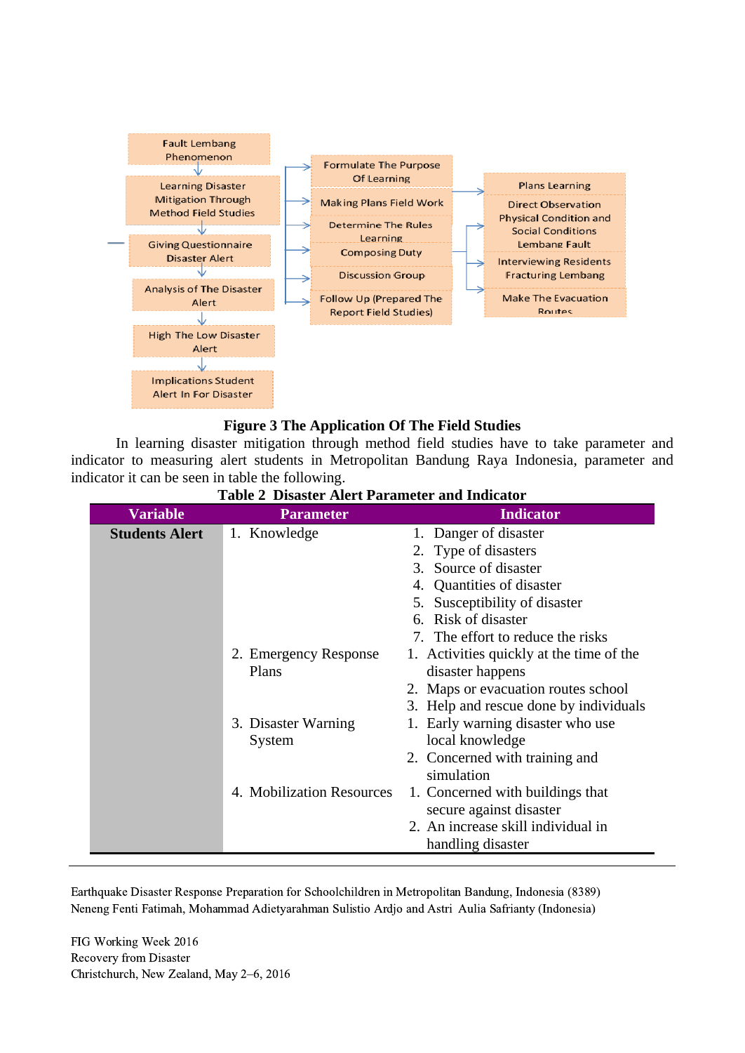Fault Lembang Phenomenon

Learning Disaster Mitigation Through Method Field Studies

Giving Questionnaire Disaster Alert

Analysis of The Disaster Alert

High The Low Disaster Alert

Implications Student Alert In For Disaster

Formulate The Purpose Of Learning

Making Plans Field Work

Determine The Rules Learning

Composing Duty

Discussion Group

Follow Up (Prepared The Report Field Studies)

Plans Learning

Direct Observation Physical Condition and Social Conditions Lembang Fault

Interviewing Residents Fracturing Lembang

Make The Evacuation Routes

**Figure 3 The Application Of The Field Studies**

In learning disaster mitigation through method field studies have to take parameter and indicator to measuring alert students in Metropolitan Bandung Raya Indonesia, parameter and indicator it can be seen in table the following.

**Table 2 Disaster Alert Parameter and Indicator**

| Variable | Parameter | Indicator |
|---|---|---|
| **Students Alert** | 1. Knowledge | 1. Danger of disaster<br>2. Type of disasters<br>3. Source of disaster<br>4. Quantities of disaster<br>5. Susceptibility of disaster<br>6. Risk of disaster<br>7. The effort to reduce the risks |
| | 2. Emergency Response Plans | 1. Activities quickly at the time of the disaster happens<br>2. Maps or evacuation routes school<br>3. Help and rescue done by individuals |
| | 3. Disaster Warning System | 1. Early warning disaster who use local knowledge<br>2. Concerned with training and simulation |
| | 4. Mobilization Resources | 1. Concerned with buildings that secure against disaster<br>2. An increase skill individual in handling disaster |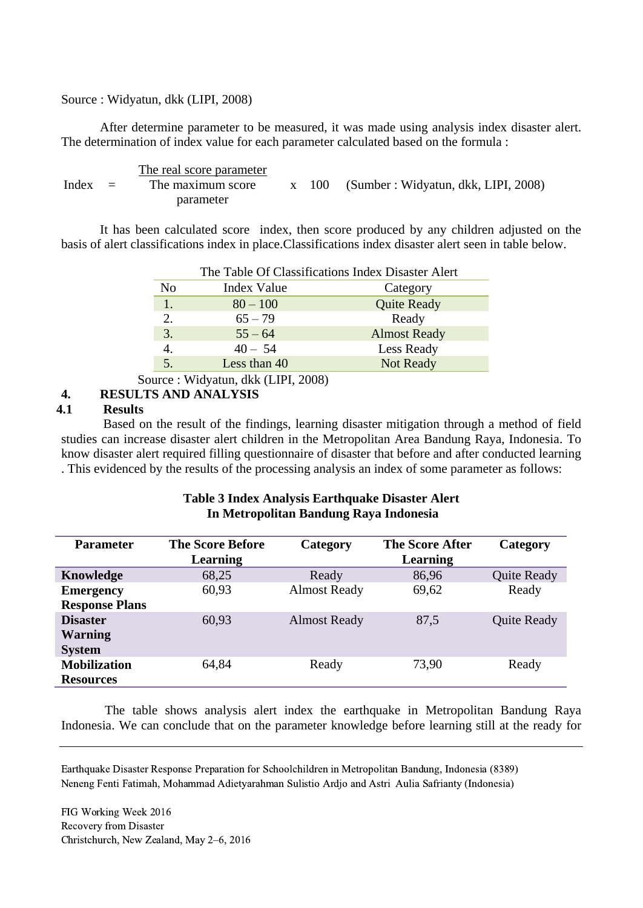Source : Widyatun, dkk (LIPI, 2008)

After determine parameter to be measured, it was made using analysis index disaster alert. The determination of index value for each parameter calculated based on the formula :

$$\text{Index} = \frac{\text{The real score parameter}}{\text{The maximum score parameter}} \times 100$$

(Sumber : Widyatun, dkk, LIPI, 2008)

It has been calculated score index, then score produced by any children adjusted on the basis of alert classifications index in place.Classifications index disaster alert seen in table below.

The Table Of Classifications Index Disaster Alert

| No | Index Value | Category |
|---|---|---|
| 1. | 80 – 100 | Quite Ready |
| 2. | 65 – 79 | Ready |
| 3. | 55 – 64 | Almost Ready |
| 4. | 40 – 54 | Less Ready |
| 5. | Less than 40 | Not Ready |

Source : Widyatun, dkk (LIPI, 2008)

## 4. RESULTS AND ANALYSIS

### 4.1 Results

Based on the result of the findings, learning disaster mitigation through a method of field studies can increase disaster alert children in the Metropolitan Area Bandung Raya, Indonesia. To know disaster alert required filling questionnaire of disaster that before and after conducted learning . This evidenced by the results of the processing analysis an index of some parameter as follows:

**Table 3 Index Analysis Earthquake Disaster Alert In Metropolitan Bandung Raya Indonesia**

| Parameter | The Score Before Learning | Category | The Score After Learning | Category |
|---|---|---|---|---|
| **Knowledge** | 68,25 | Ready | 86,96 | Quite Ready |
| **Emergency Response Plans** | 60,93 | Almost Ready | 69,62 | Ready |
| **Disaster Warning System** | 60,93 | Almost Ready | 87,5 | Quite Ready |
| **Mobilization Resources** | 64,84 | Ready | 73,90 | Ready |

The table shows analysis alert index the earthquake in Metropolitan Bandung Raya Indonesia. We can conclude that on the parameter knowledge before learning still at the ready for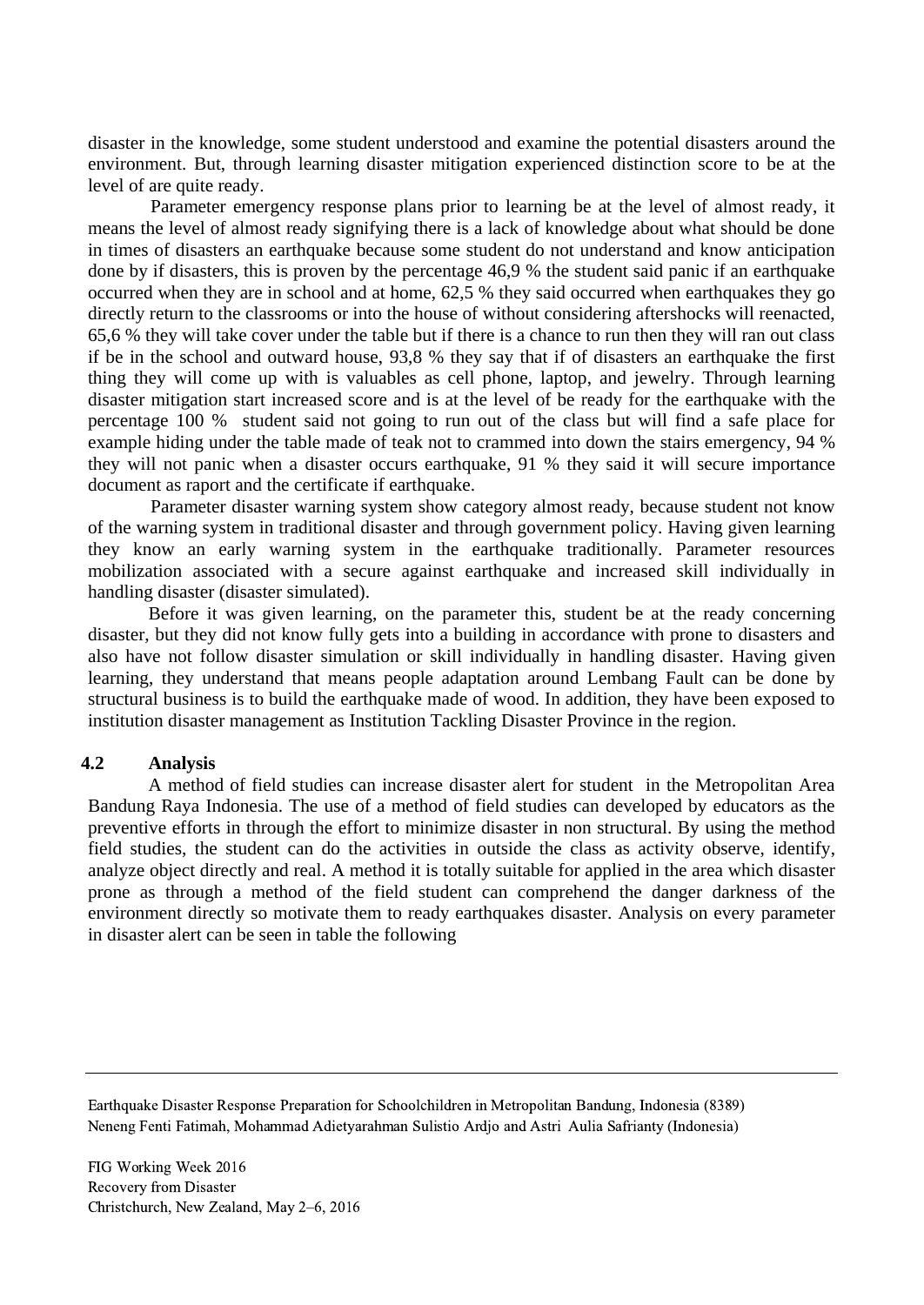disaster in the knowledge, some student understood and examine the potential disasters around the environment. But, through learning disaster mitigation experienced distinction score to be at the level of are quite ready.

Parameter emergency response plans prior to learning be at the level of almost ready, it means the level of almost ready signifying there is a lack of knowledge about what should be done in times of disasters an earthquake because some student do not understand and know anticipation done by if disasters, this is proven by the percentage 46,9 % the student said panic if an earthquake occurred when they are in school and at home, 62,5 % they said occurred when earthquakes they go directly return to the classrooms or into the house of without considering aftershocks will reenacted, 65,6 % they will take cover under the table but if there is a chance to run then they will ran out class if be in the school and outward house, 93,8 % they say that if of disasters an earthquake the first thing they will come up with is valuables as cell phone, laptop, and jewelry. Through learning disaster mitigation start increased score and is at the level of be ready for the earthquake with the percentage 100 % student said not going to run out of the class but will find a safe place for example hiding under the table made of teak not to crammed into down the stairs emergency, 94 % they will not panic when a disaster occurs earthquake, 91 % they said it will secure importance document as raport and the certificate if earthquake.

Parameter disaster warning system show category almost ready, because student not know of the warning system in traditional disaster and through government policy. Having given learning they know an early warning system in the earthquake traditionally. Parameter resources mobilization associated with a secure against earthquake and increased skill individually in handling disaster (disaster simulated).

Before it was given learning, on the parameter this, student be at the ready concerning disaster, but they did not know fully gets into a building in accordance with prone to disasters and also have not follow disaster simulation or skill individually in handling disaster. Having given learning, they understand that means people adaptation around Lembang Fault can be done by structural business is to build the earthquake made of wood. In addition, they have been exposed to institution disaster management as Institution Tackling Disaster Province in the region.

### 4.2 Analysis

A method of field studies can increase disaster alert for student in the Metropolitan Area Bandung Raya Indonesia. The use of a method of field studies can developed by educators as the preventive efforts in through the effort to minimize disaster in non structural. By using the method field studies, the student can do the activities in outside the class as activity observe, identify, analyze object directly and real. A method it is totally suitable for applied in the area which disaster prone as through a method of the field student can comprehend the danger darkness of the environment directly so motivate them to ready earthquakes disaster. Analysis on every parameter in disaster alert can be seen in table the following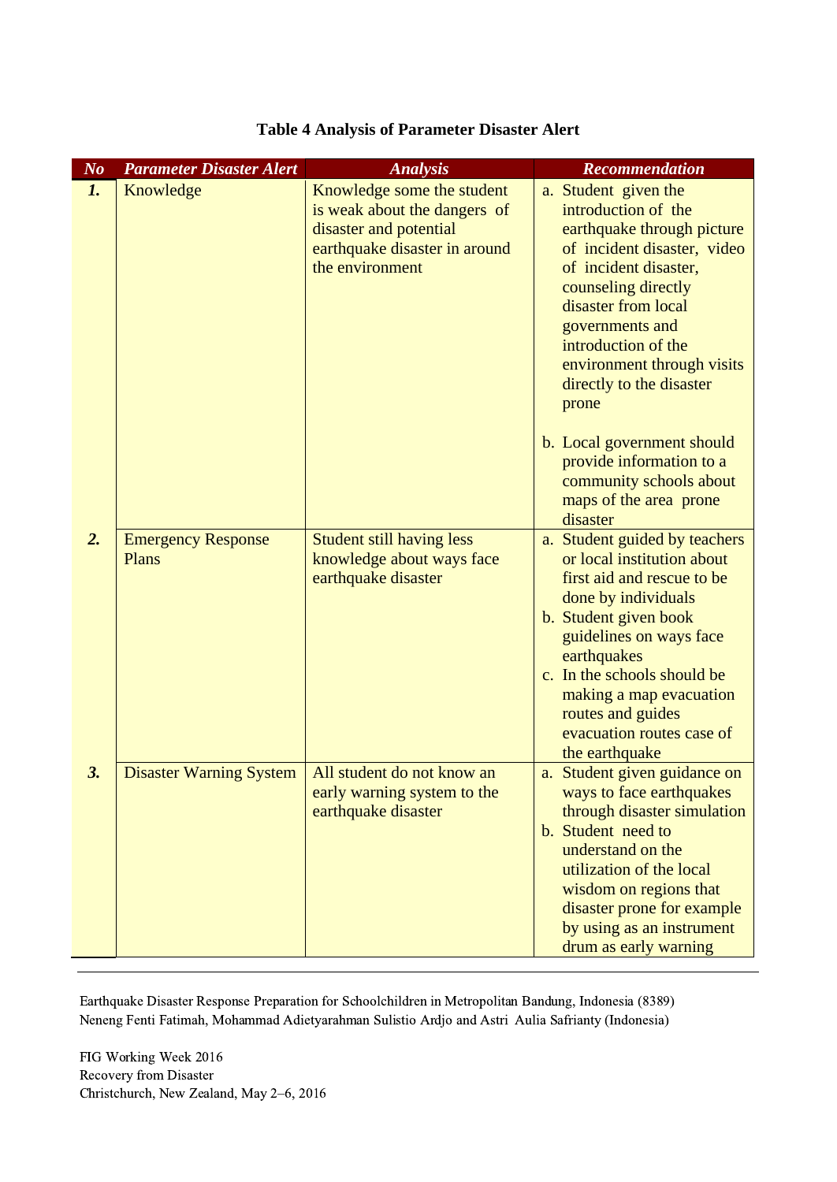**Table 4 Analysis of Parameter Disaster Alert**

| No | Parameter Disaster Alert | Analysis | Recommendation |
|---|---|---|---|
| 1. | Knowledge | Knowledge some the student is weak about the dangers of disaster and potential earthquake disaster in around the environment | a. Student given the introduction of the earthquake through picture of incident disaster, video of incident disaster, counseling directly disaster from local governments and introduction of the environment through visits directly to the disaster prone<br><br>b. Local government should provide information to a community schools about maps of the area prone disaster |
| 2. | Emergency Response Plans | Student still having less knowledge about ways face earthquake disaster | a. Student guided by teachers or local institution about first aid and rescue to be done by individuals<br>b. Student given book guidelines on ways face earthquakes<br>c. In the schools should be making a map evacuation routes and guides evacuation routes case of the earthquake |
| 3. | Disaster Warning System | All student do not know an early warning system to the earthquake disaster | a. Student given guidance on ways to face earthquakes through disaster simulation<br>b. Student need to understand on the utilization of the local wisdom on regions that disaster prone for example by using as an instrument drum as early warning |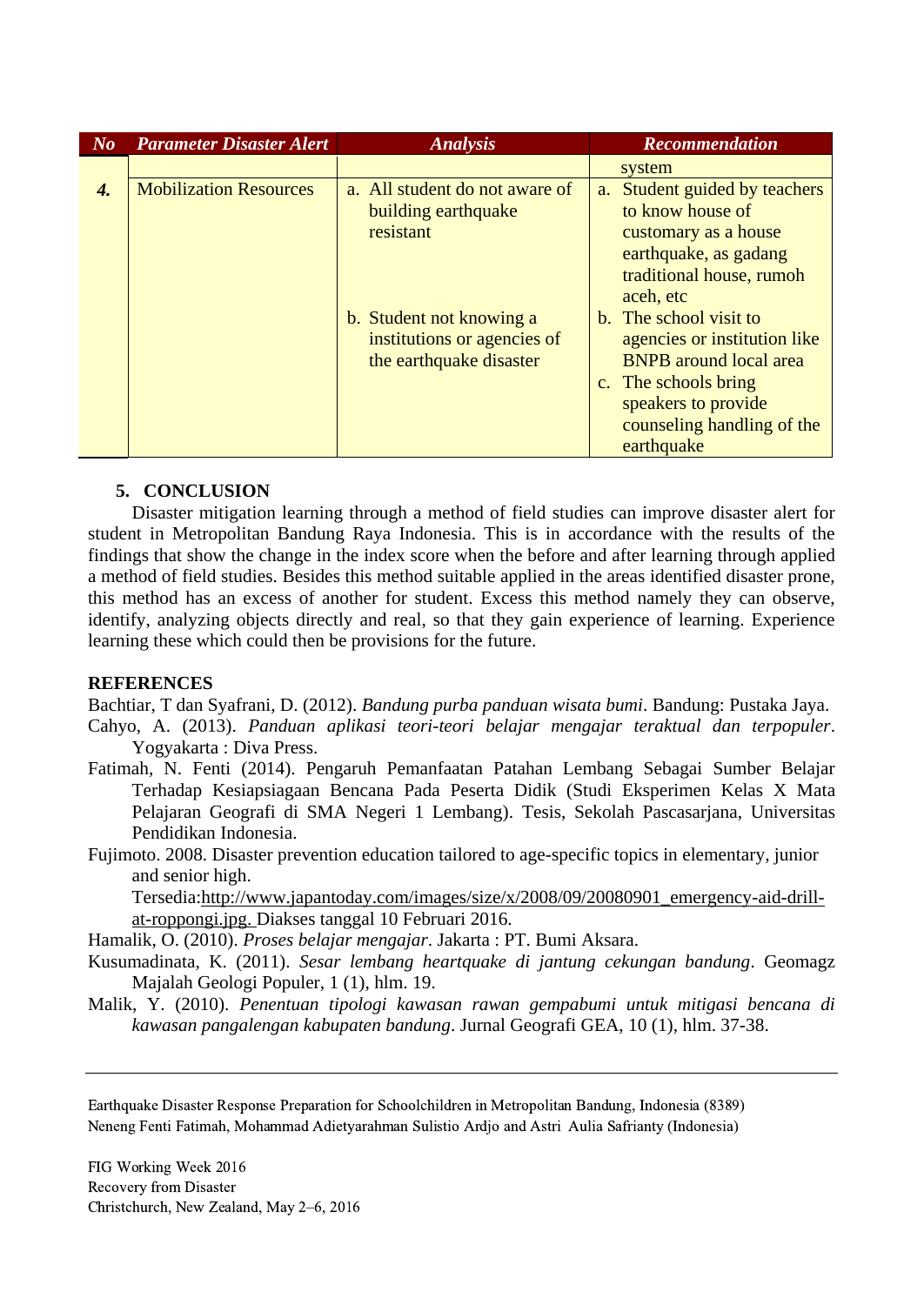| No | Parameter Disaster Alert | Analysis | Recommendation |
|---|---|---|---|
| | | | system |
| 4. | Mobilization Resources | a. All student do not aware of building earthquake resistant | a. Student guided by teachers to know house of customary as a house earthquake, as gadang traditional house, rumoh aceh, etc |
| | | b. Student not knowing a institutions or agencies of the earthquake disaster | b. The school visit to agencies or institution like BNPB around local area<br>c. The schools bring speakers to provide counseling handling of the earthquake |

## 5. CONCLUSION

Disaster mitigation learning through a method of field studies can improve disaster alert for student in Metropolitan Bandung Raya Indonesia. This is in accordance with the results of the findings that show the change in the index score when the before and after learning through applied a method of field studies. Besides this method suitable applied in the areas identified disaster prone, this method has an excess of another for student. Excess this method namely they can observe, identify, analyzing objects directly and real, so that they gain experience of learning. Experience learning these which could then be provisions for the future.

## REFERENCES

Bachtiar, T dan Syafrani, D. (2012). *Bandung purba panduan wisata bumi*. Bandung: Pustaka Jaya.

Cahyo, A. (2013). *Panduan aplikasi teori-teori belajar mengajar teraktual dan terpopuler*. Yogyakarta : Diva Press.

Fatimah, N. Fenti (2014). Pengaruh Pemanfaatan Patahan Lembang Sebagai Sumber Belajar Terhadap Kesiapsiagaan Bencana Pada Peserta Didik (Studi Eksperimen Kelas X Mata Pelajaran Geografi di SMA Negeri 1 Lembang). Tesis, Sekolah Pascasarjana, Universitas Pendidikan Indonesia.

Fujimoto. 2008. Disaster prevention education tailored to age-specific topics in elementary, junior and senior high. Tersedia:http://www.japantoday.com/images/size/x/2008/09/20080901_emergency-aid-drill-at-roppongi.jpg. Diakses tanggal 10 Februari 2016.

Hamalik, O. (2010). *Proses belajar mengajar*. Jakarta : PT. Bumi Aksara.

Kusumadinata, K. (2011). *Sesar lembang heartquake di jantung cekungan bandung*. Geomagz Majalah Geologi Populer, 1 (1), hlm. 19.

Malik, Y. (2010). *Penentuan tipologi kawasan rawan gempabumi untuk mitigasi bencana di kawasan pangalengan kabupaten bandung*. Jurnal Geografi GEA, 10 (1), hlm. 37-38.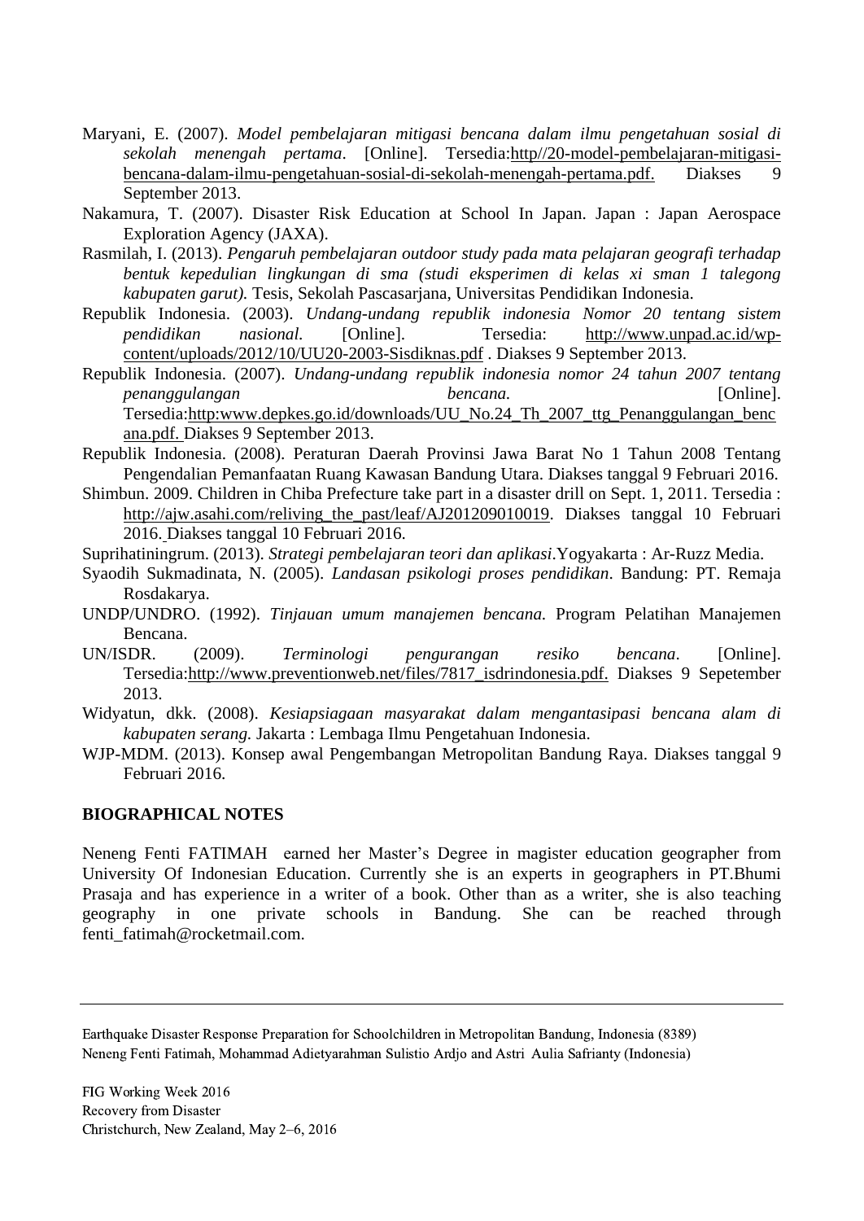Maryani, E. (2007). *Model pembelajaran mitigasi bencana dalam ilmu pengetahuan sosial di sekolah menengah pertama*. [Online]. Tersedia:http//20-model-pembelajaran-mitigasi-bencana-dalam-ilmu-pengetahuan-sosial-di-sekolah-menengah-pertama.pdf. Diakses 9 September 2013.

Nakamura, T. (2007). Disaster Risk Education at School In Japan. Japan : Japan Aerospace Exploration Agency (JAXA).

Rasmilah, I. (2013). *Pengaruh pembelajaran outdoor study pada mata pelajaran geografi terhadap bentuk kepedulian lingkungan di sma (studi eksperimen di kelas xi sman 1 talegong kabupaten garut).* Tesis, Sekolah Pascasarjana, Universitas Pendidikan Indonesia.

Republik Indonesia. (2003). *Undang-undang republik indonesia Nomor 20 tentang sistem pendidikan nasional.* [Online]. Tersedia: http://www.unpad.ac.id/wp-content/uploads/2012/10/UU20-2003-Sisdiknas.pdf . Diakses 9 September 2013.

Republik Indonesia. (2007). *Undang-undang republik indonesia nomor 24 tahun 2007 tentang penanggulangan bencana.* [Online]. Tersedia:http:www.depkes.go.id/downloads/UU_No.24_Th_2007_ttg_Penanggulangan_bencana.pdf. Diakses 9 September 2013.

Republik Indonesia. (2008). Peraturan Daerah Provinsi Jawa Barat No 1 Tahun 2008 Tentang Pengendalian Pemanfaatan Ruang Kawasan Bandung Utara. Diakses tanggal 9 Februari 2016.

Shimbun. 2009. Children in Chiba Prefecture take part in a disaster drill on Sept. 1, 2011. Tersedia : http://ajw.asahi.com/reliving_the_past/leaf/AJ201209010019. Diakses tanggal 10 Februari 2016. Diakses tanggal 10 Februari 2016.

Suprihatiningrum. (2013). *Strategi pembelajaran teori dan aplikasi.*Yogyakarta : Ar-Ruzz Media.

Syaodih Sukmadinata, N. (2005). *Landasan psikologi proses pendidikan*. Bandung: PT. Remaja Rosdakarya.

UNDP/UNDRO. (1992). *Tinjauan umum manajemen bencana.* Program Pelatihan Manajemen Bencana.

UN/ISDR. (2009). *Terminologi pengurangan resiko bencana*. [Online]. Tersedia:http://www.preventionweb.net/files/7817_isdrindonesia.pdf. Diakses 9 Sepetember 2013.

Widyatun, dkk. (2008). *Kesiapsiagaan masyarakat dalam mengantasipasi bencana alam di kabupaten serang.* Jakarta : Lembaga Ilmu Pengetahuan Indonesia.

WJP-MDM. (2013). Konsep awal Pengembangan Metropolitan Bandung Raya. Diakses tanggal 9 Februari 2016.

## BIOGRAPHICAL NOTES

Neneng Fenti FATIMAH earned her Master's Degree in magister education geographer from University Of Indonesian Education. Currently she is an experts in geographers in PT.Bhumi Prasaja and has experience in a writer of a book. Other than as a writer, she is also teaching geography in one private schools in Bandung. She can be reached through fenti_fatimah@rocketmail.com.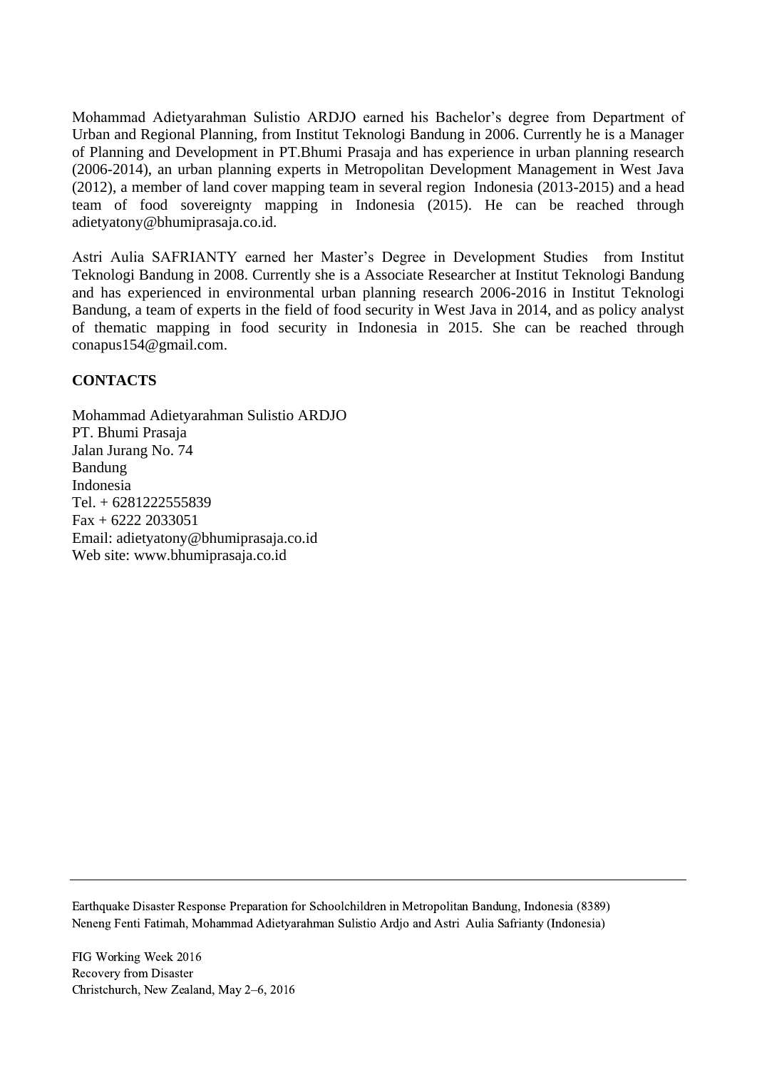Mohammad Adietyarahman Sulistio ARDJO earned his Bachelor's degree from Department of Urban and Regional Planning, from Institut Teknologi Bandung in 2006. Currently he is a Manager of Planning and Development in PT.Bhumi Prasaja and has experience in urban planning research (2006-2014), an urban planning experts in Metropolitan Development Management in West Java (2012), a member of land cover mapping team in several region Indonesia (2013-2015) and a head team of food sovereignty mapping in Indonesia (2015). He can be reached through adietyatony@bhumiprasaja.co.id.

Astri Aulia SAFRIANTY earned her Master's Degree in Development Studies from Institut Teknologi Bandung in 2008. Currently she is a Associate Researcher at Institut Teknologi Bandung and has experienced in environmental urban planning research 2006-2016 in Institut Teknologi Bandung, a team of experts in the field of food security in West Java in 2014, and as policy analyst of thematic mapping in food security in Indonesia in 2015. She can be reached through conapus154@gmail.com.

**CONTACTS**

Mohammad Adietyarahman Sulistio ARDJO
PT. Bhumi Prasaja
Jalan Jurang No. 74
Bandung
Indonesia
Tel. + 6281222555839
Fax + 6222 2033051
Email: adietyatony@bhumiprasaja.co.id
Web site: www.bhumiprasaja.co.id